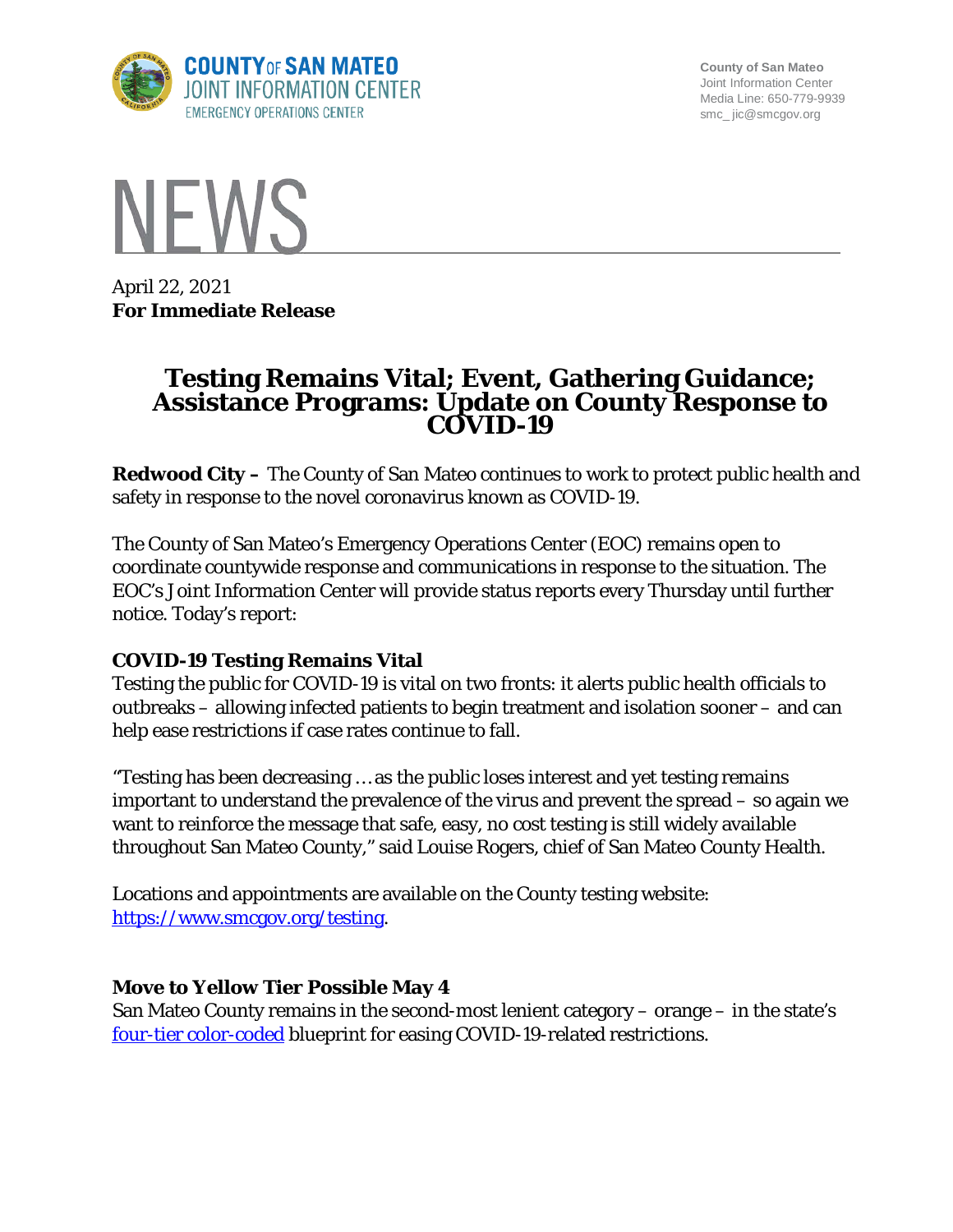COUNTY OF SAN MATEO
JOINT INFORMATION CENTER
EMERGENCY OPERATIONS CENTER

County of San Mateo
Joint Information Center
Media Line: 650-779-9939
smc_ jic@smcgov.org

# NEWS

April 22, 2021
**For Immediate Release**

# Testing Remains Vital; Event, Gathering Guidance; Assistance Programs: Update on County Response to COVID-19

**Redwood City –** The County of San Mateo continues to work to protect public health and safety in response to the novel coronavirus known as COVID-19.

The County of San Mateo's Emergency Operations Center (EOC) remains open to coordinate countywide response and communications in response to the situation. The EOC's Joint Information Center will provide status reports every Thursday until further notice. Today's report:

### COVID-19 Testing Remains Vital

Testing the public for COVID-19 is vital on two fronts: it alerts public health officials to outbreaks – allowing infected patients to begin treatment and isolation sooner – and can help ease restrictions if case rates continue to fall.

"Testing has been decreasing … as the public loses interest and yet testing remains important to understand the prevalence of the virus and prevent the spread – so again we want to reinforce the message that safe, easy, no cost testing is still widely available throughout San Mateo County," said Louise Rogers, chief of San Mateo County Health.

Locations and appointments are available on the County testing website: https://www.smcgov.org/testing.

### Move to Yellow Tier Possible May 4

San Mateo County remains in the second-most lenient category – orange – in the state's four-tier color-coded blueprint for easing COVID-19-related restrictions.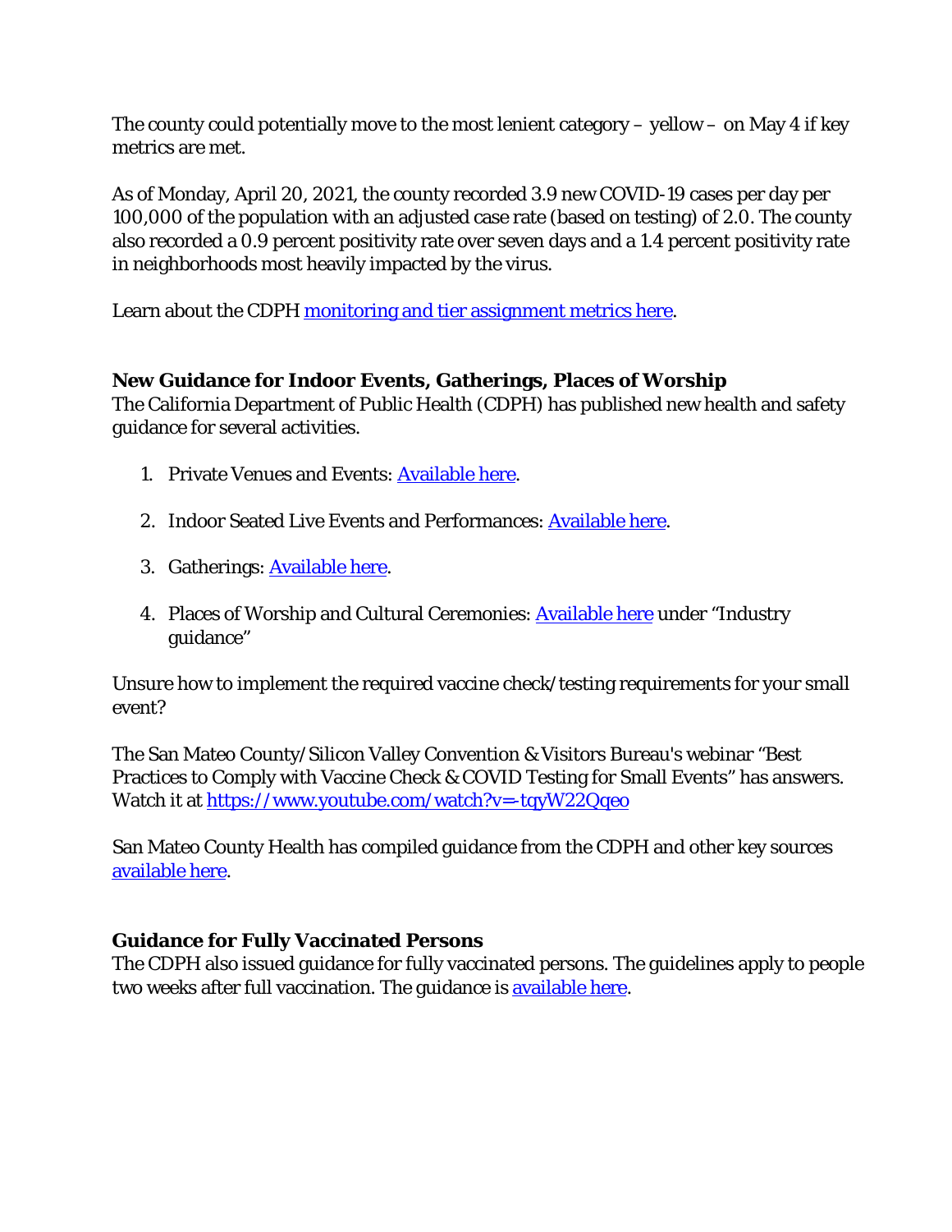The county could potentially move to the most lenient category – yellow – on May 4 if key metrics are met.

As of Monday, April 20, 2021, the county recorded 3.9 new COVID-19 cases per day per 100,000 of the population with an adjusted case rate (based on testing) of 2.0. The county also recorded a 0.9 percent positivity rate over seven days and a 1.4 percent positivity rate in neighborhoods most heavily impacted by the virus.

Learn about the CDPH monitoring and tier assignment metrics here.

**New Guidance for Indoor Events, Gatherings, Places of Worship**

The California Department of Public Health (CDPH) has published new health and safety guidance for several activities.

1. Private Venues and Events: Available here.
2. Indoor Seated Live Events and Performances: Available here.
3. Gatherings: Available here.
4. Places of Worship and Cultural Ceremonies: Available here under "Industry guidance"

Unsure how to implement the required vaccine check/testing requirements for your small event?

The San Mateo County/Silicon Valley Convention & Visitors Bureau's webinar "Best Practices to Comply with Vaccine Check & COVID Testing for Small Events" has answers. Watch it at https://www.youtube.com/watch?v=-tqyW22Qqeo

San Mateo County Health has compiled guidance from the CDPH and other key sources available here.

**Guidance for Fully Vaccinated Persons**

The CDPH also issued guidance for fully vaccinated persons. The guidelines apply to people two weeks after full vaccination. The guidance is available here.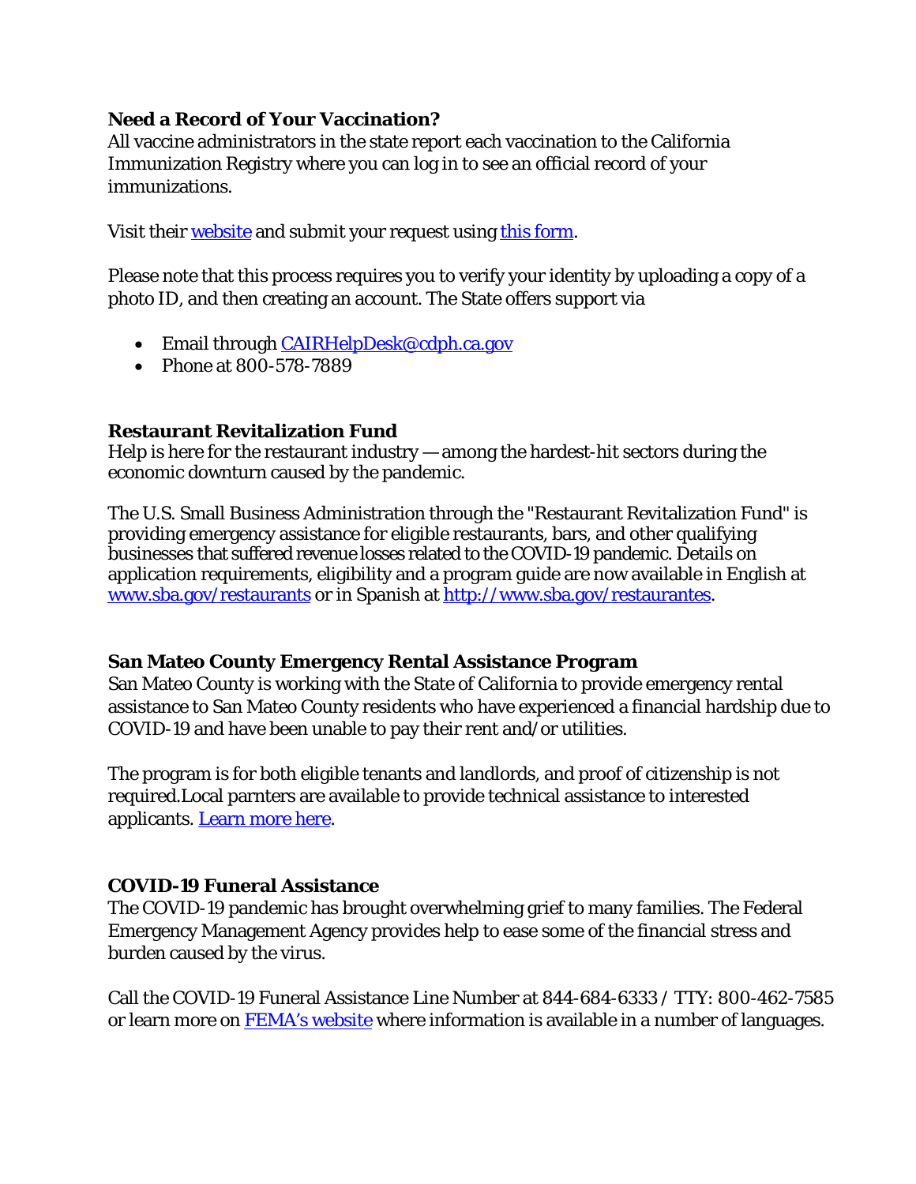**Need a Record of Your Vaccination?**
All vaccine administrators in the state report each vaccination to the California Immunization Registry where you can log in to see an official record of your immunizations.

Visit their [website]() and submit your request using [this form]().

Please note that this process requires you to verify your identity by uploading a copy of a photo ID, and then creating an account. The State offers support via

- Email through [CAIRHelpDesk@cdph.ca.gov](mailto:CAIRHelpDesk@cdph.ca.gov)
- Phone at 800-578-7889

**Restaurant Revitalization Fund**
Help is here for the restaurant industry — among the hardest-hit sectors during the economic downturn caused by the pandemic.

The U.S. Small Business Administration through the "Restaurant Revitalization Fund" is providing emergency assistance for eligible restaurants, bars, and other qualifying businesses that suffered revenue losses related to the COVID-19 pandemic. Details on application requirements, eligibility and a program guide are now available in English at [www.sba.gov/restaurants](http://www.sba.gov/restaurants) or in Spanish at [http://www.sba.gov/restaurantes](http://www.sba.gov/restaurantes).

**San Mateo County Emergency Rental Assistance Program**
San Mateo County is working with the State of California to provide emergency rental assistance to San Mateo County residents who have experienced a financial hardship due to COVID-19 and have been unable to pay their rent and/or utilities.

The program is for both eligible tenants and landlords, and proof of citizenship is not required.Local parnters are available to provide technical assistance to interested applicants. [Learn more here]().

**COVID-19 Funeral Assistance**
The COVID-19 pandemic has brought overwhelming grief to many families. The Federal Emergency Management Agency provides help to ease some of the financial stress and burden caused by the virus.

Call the COVID-19 Funeral Assistance Line Number at 844-684-6333 / TTY: 800-462-7585 or learn more on [FEMA's website]() where information is available in a number of languages.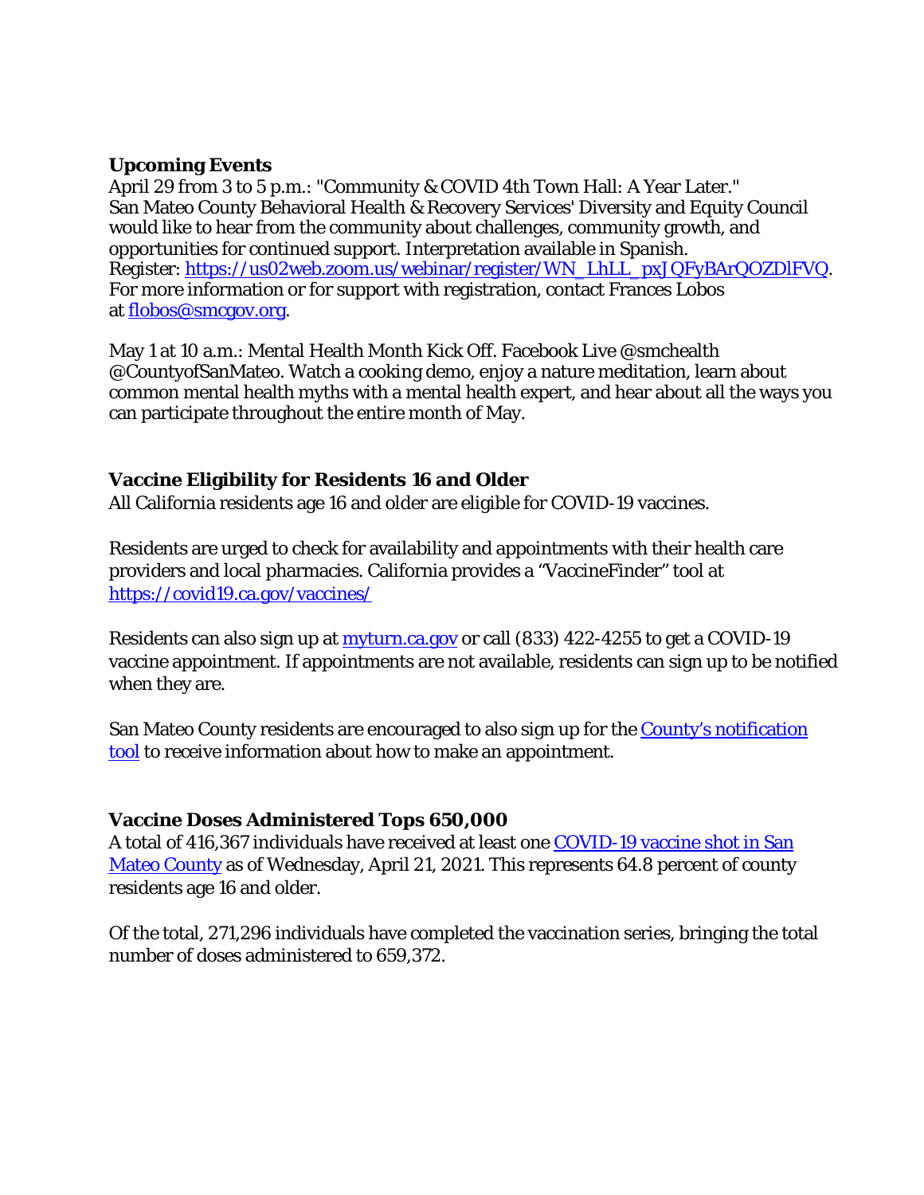**Upcoming Events**

April 29 from 3 to 5 p.m.: "Community & COVID 4th Town Hall: A Year Later." San Mateo County Behavioral Health & Recovery Services' Diversity and Equity Council would like to hear from the community about challenges, community growth, and opportunities for continued support. Interpretation available in Spanish. Register: [https://us02web.zoom.us/webinar/register/WN_LhLL_pxJQFyBArQOZDlFVQ](https://us02web.zoom.us/webinar/register/WN_LhLL_pxJQFyBArQOZDlFVQ). For more information or for support with registration, contact Frances Lobos at [flobos@smcgov.org](mailto:flobos@smcgov.org).

May 1 at 10 a.m.: Mental Health Month Kick Off. Facebook Live @smchealth @CountyofSanMateo. Watch a cooking demo, enjoy a nature meditation, learn about common mental health myths with a mental health expert, and hear about all the ways you can participate throughout the entire month of May.

**Vaccine Eligibility for Residents 16 and Older**

All California residents age 16 and older are eligible for COVID-19 vaccines.

Residents are urged to check for availability and appointments with their health care providers and local pharmacies. California provides a "VaccineFinder" tool at [https://covid19.ca.gov/vaccines/](https://covid19.ca.gov/vaccines/)

Residents can also sign up at [myturn.ca.gov](https://myturn.ca.gov) or call (833) 422-4255 to get a COVID-19 vaccine appointment. If appointments are not available, residents can sign up to be notified when they are.

San Mateo County residents are encouraged to also sign up for the County's notification tool to receive information about how to make an appointment.

**Vaccine Doses Administered Tops 650,000**

A total of 416,367 individuals have received at least one COVID-19 vaccine shot in San Mateo County as of Wednesday, April 21, 2021. This represents 64.8 percent of county residents age 16 and older.

Of the total, 271,296 individuals have completed the vaccination series, bringing the total number of doses administered to 659,372.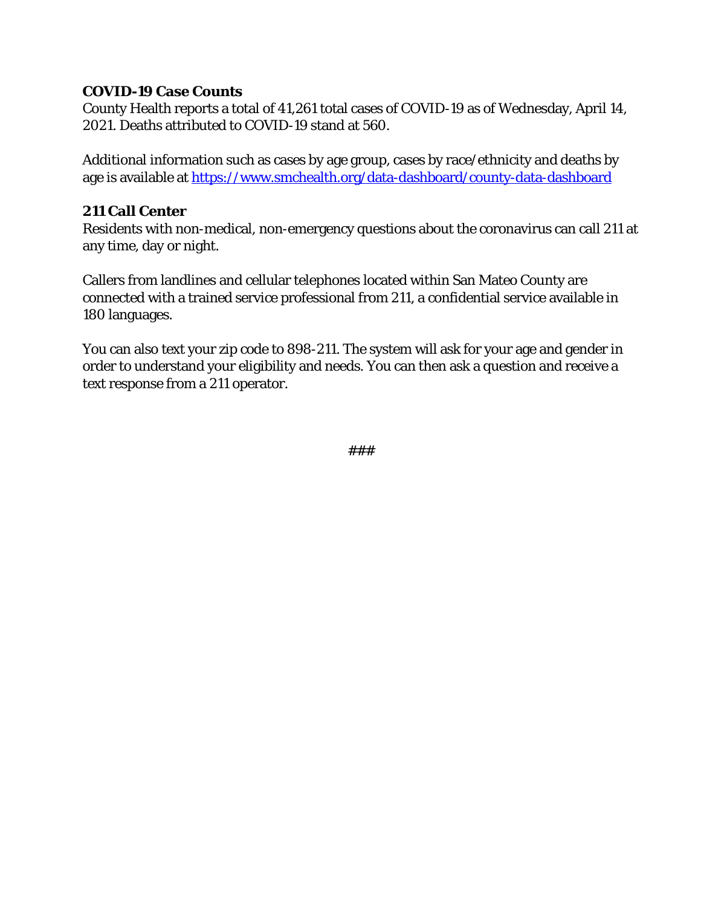**COVID-19 Case Counts**
County Health reports a total of 41,261 total cases of COVID-19 as of Wednesday, April 14, 2021. Deaths attributed to COVID-19 stand at 560.

Additional information such as cases by age group, cases by race/ethnicity and deaths by age is available at [https://www.smchealth.org/data-dashboard/county-data-dashboard](https://www.smchealth.org/data-dashboard/county-data-dashboard)

**211 Call Center**
Residents with non-medical, non-emergency questions about the coronavirus can call 211 at any time, day or night.

Callers from landlines and cellular telephones located within San Mateo County are connected with a trained service professional from 211, a confidential service available in 180 languages.

You can also text your zip code to 898-211. The system will ask for your age and gender in order to understand your eligibility and needs. You can then ask a question and receive a text response from a 211 operator.

###